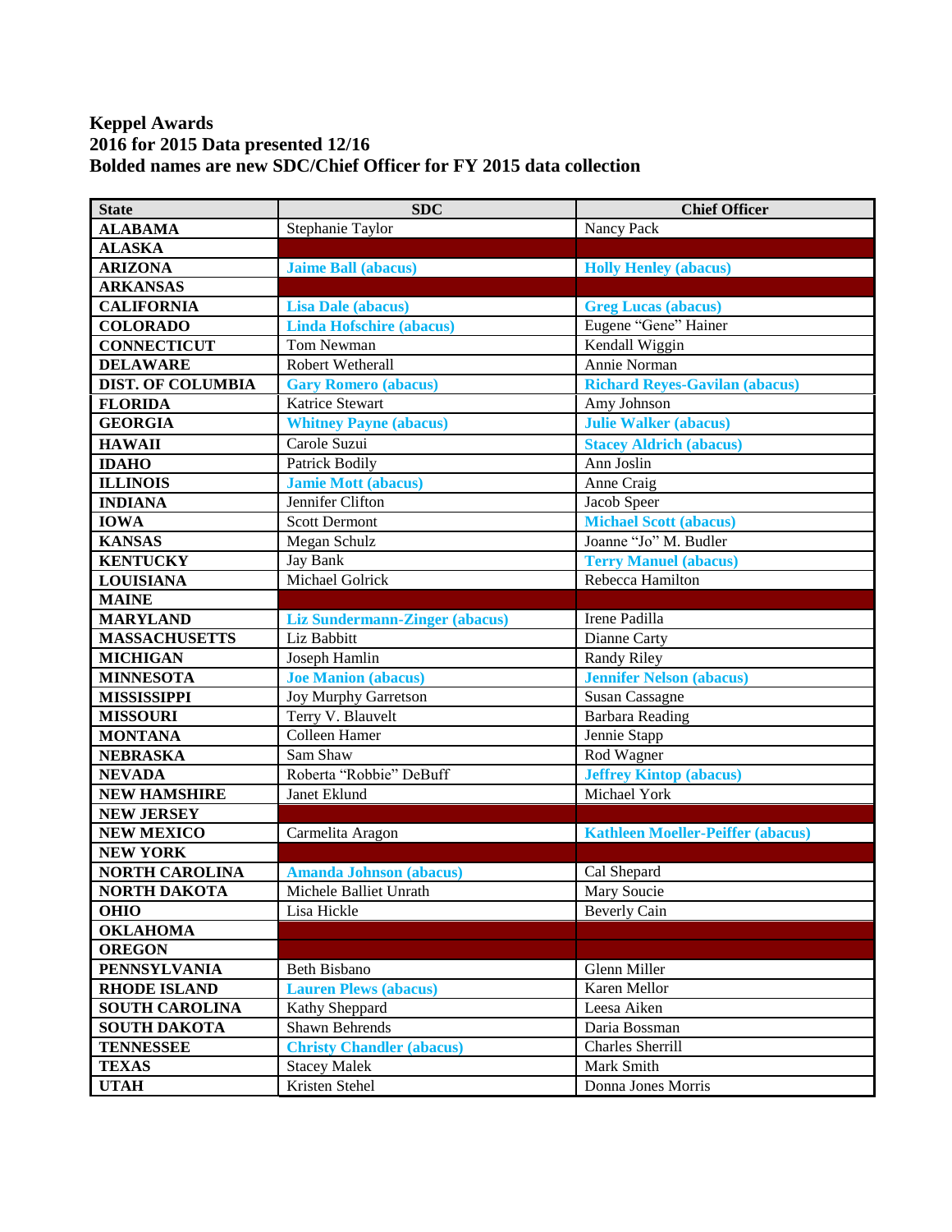**Keppel Awards**
**2016 for 2015 Data presented 12/16**
**Bolded names are new SDC/Chief Officer for FY 2015 data collection**

| State | SDC | Chief Officer |
|---|---|---|
| **ALABAMA** | Stephanie Taylor | Nancy Pack |
| **ALASKA** | | |
| **ARIZONA** | **Jaime Ball (abacus)** | **Holly Henley (abacus)** |
| **ARKANSAS** | | |
| **CALIFORNIA** | **Lisa Dale (abacus)** | **Greg Lucas (abacus)** |
| **COLORADO** | **Linda Hofschire (abacus)** | Eugene "Gene" Hainer |
| **CONNECTICUT** | Tom Newman | Kendall Wiggin |
| **DELAWARE** | Robert Wetherall | Annie Norman |
| **DIST. OF COLUMBIA** | **Gary Romero (abacus)** | **Richard Reyes-Gavilan (abacus)** |
| **FLORIDA** | Katrice Stewart | Amy Johnson |
| **GEORGIA** | **Whitney Payne (abacus)** | **Julie Walker (abacus)** |
| **HAWAII** | Carole Suzui | **Stacey Aldrich (abacus)** |
| **IDAHO** | Patrick Bodily | Ann Joslin |
| **ILLINOIS** | **Jamie Mott (abacus)** | Anne Craig |
| **INDIANA** | Jennifer Clifton | Jacob Speer |
| **IOWA** | Scott Dermont | **Michael Scott (abacus)** |
| **KANSAS** | Megan Schulz | Joanne "Jo" M. Budler |
| **KENTUCKY** | Jay Bank | **Terry Manuel (abacus)** |
| **LOUISIANA** | Michael Golrick | Rebecca Hamilton |
| **MAINE** | | |
| **MARYLAND** | **Liz Sundermann-Zinger (abacus)** | Irene Padilla |
| **MASSACHUSETTS** | Liz Babbitt | Dianne Carty |
| **MICHIGAN** | Joseph Hamlin | Randy Riley |
| **MINNESOTA** | **Joe Manion (abacus)** | **Jennifer Nelson (abacus)** |
| **MISSISSIPPI** | Joy Murphy Garretson | Susan Cassagne |
| **MISSOURI** | Terry V. Blauvelt | Barbara Reading |
| **MONTANA** | Colleen Hamer | Jennie Stapp |
| **NEBRASKA** | Sam Shaw | Rod Wagner |
| **NEVADA** | Roberta "Robbie" DeBuff | **Jeffrey Kintop (abacus)** |
| **NEW HAMSHIRE** | Janet Eklund | Michael York |
| **NEW JERSEY** | | |
| **NEW MEXICO** | Carmelita Aragon | **Kathleen Moeller-Peiffer (abacus)** |
| **NEW YORK** | | |
| **NORTH CAROLINA** | **Amanda Johnson (abacus)** | Cal Shepard |
| **NORTH DAKOTA** | Michele Balliet Unrath | Mary Soucie |
| **OHIO** | Lisa Hickle | Beverly Cain |
| **OKLAHOMA** | | |
| **OREGON** | | |
| **PENNSYLVANIA** | Beth Bisbano | Glenn Miller |
| **RHODE ISLAND** | **Lauren Plews (abacus)** | Karen Mellor |
| **SOUTH CAROLINA** | Kathy Sheppard | Leesa Aiken |
| **SOUTH DAKOTA** | Shawn Behrends | Daria Bossman |
| **TENNESSEE** | **Christy Chandler (abacus)** | Charles Sherrill |
| **TEXAS** | Stacey Malek | Mark Smith |
| **UTAH** | Kristen Stehel | Donna Jones Morris |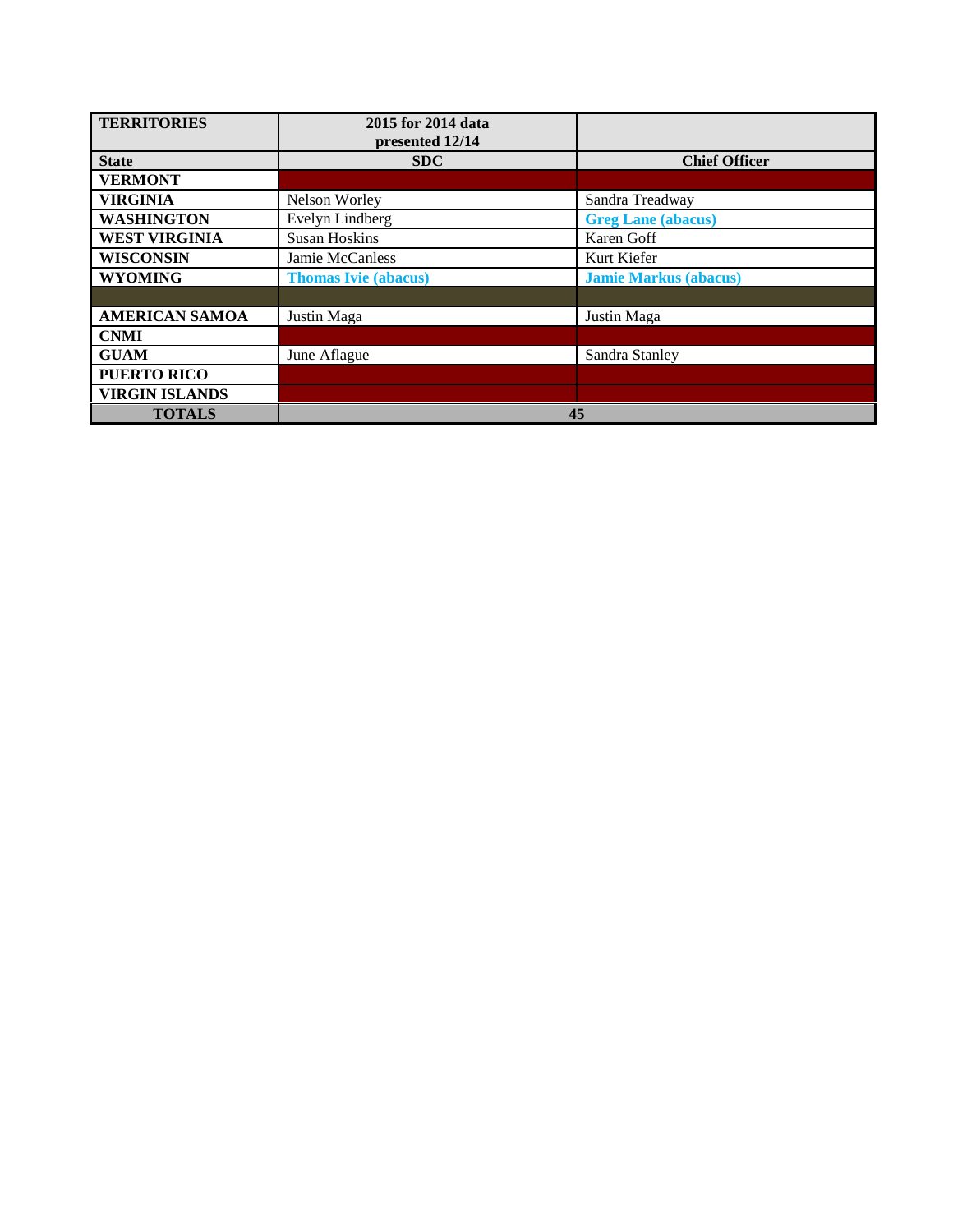| TERRITORIES | 2015 for 2014 data presented 12/14 | |
|---|---|---|
| **State** | **SDC** | **Chief Officer** |
| **VERMONT** | | |
| **VIRGINIA** | Nelson Worley | Sandra Treadway |
| **WASHINGTON** | Evelyn Lindberg | **Greg Lane (abacus)** |
| **WEST VIRGINIA** | Susan Hoskins | Karen Goff |
| **WISCONSIN** | Jamie McCanless | Kurt Kiefer |
| **WYOMING** | **Thomas Ivie (abacus)** | **Jamie Markus (abacus)** |
| | | |
| **AMERICAN SAMOA** | Justin Maga | Justin Maga |
| **CNMI** | | |
| **GUAM** | June Aflague | Sandra Stanley |
| **PUERTO RICO** | | |
| **VIRGIN ISLANDS** | | |
| **TOTALS** | **45** | |